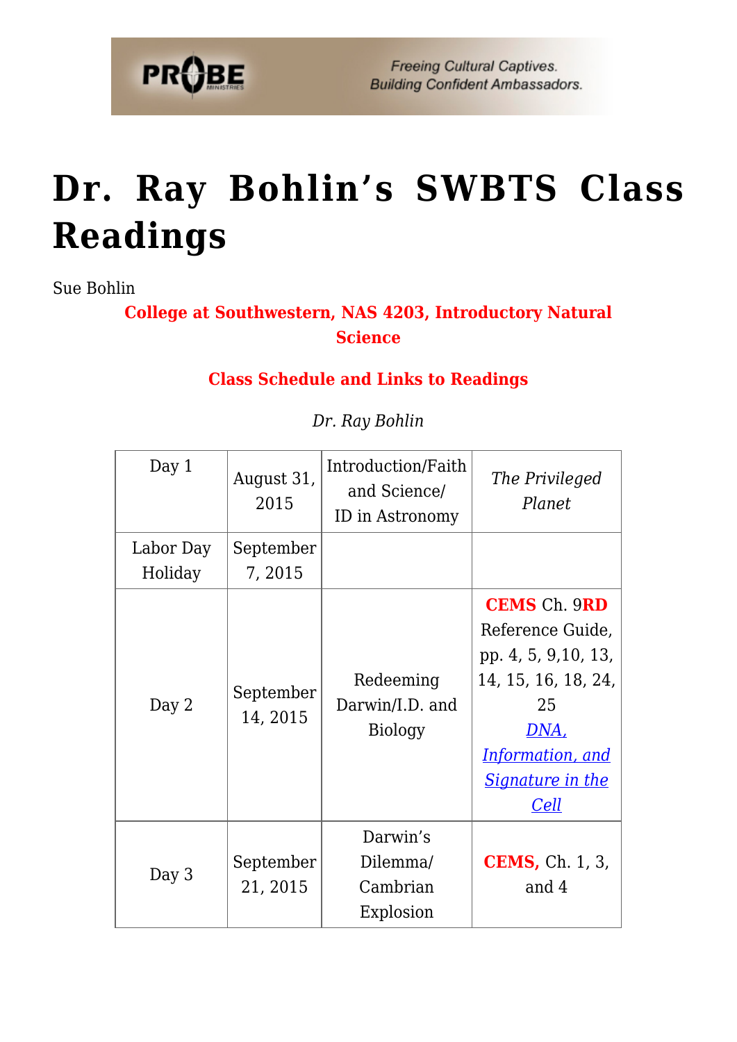# Dr. Ray Bohlin's SWBTS Class Readings

Sue Bohlin

**College at Southwestern, NAS 4203, Introductory Natural Science**

**Class Schedule and Links to Readings**

*Dr. Ray Bohlin*

| Day 1 | August 31, 2015 | Introduction/Faith and Science/ ID in Astronomy | *The Privileged Planet* |
|---|---|---|---|
| Labor Day Holiday | September 7, 2015 | | |
| Day 2 | September 14, 2015 | Redeeming Darwin/I.D. and Biology | **CEMS** Ch. 9**RD** Reference Guide, pp. 4, 5, 9,10, 13, 14, 15, 16, 18, 24, 25 *DNA, Information, and Signature in the Cell* |
| Day 3 | September 21, 2015 | Darwin's Dilemma/ Cambrian Explosion | **CEMS,** Ch. 1, 3, and 4 |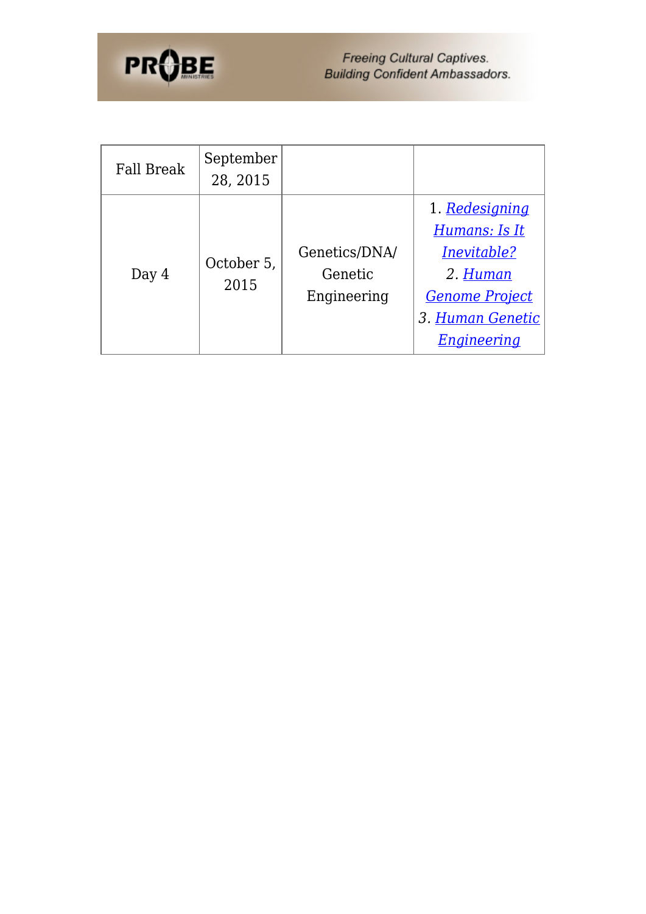| Fall Break | September 28, 2015 | | |
|---|---|---|---|
| Day 4 | October 5, 2015 | Genetics/DNA/ Genetic Engineering | 1. *Redesigning Humans: Is It Inevitable?* 2. *Human Genome Project* 3. *Human Genetic Engineering* |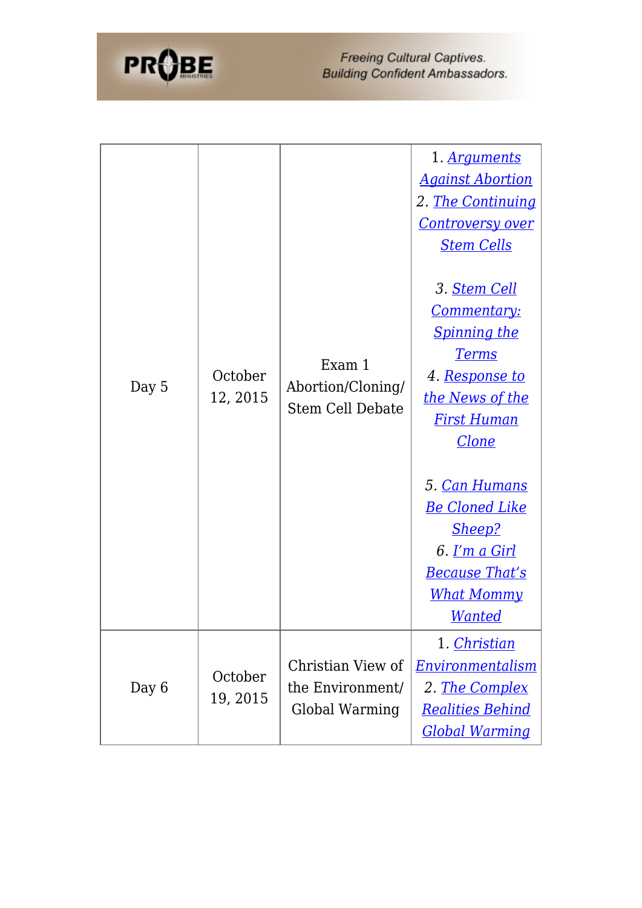| Day 5 | October 12, 2015 | Exam 1 Abortion/Cloning/ Stem Cell Debate | 1. *Arguments Against Abortion* 2. *The Continuing Controversy over Stem Cells* 3. *Stem Cell Commentary: Spinning the Terms* 4. *Response to the News of the First Human Clone* 5. *Can Humans Be Cloned Like Sheep?* 6. *I'm a Girl Because That's What Mommy Wanted* |
|---|---|---|---|
| Day 6 | October 19, 2015 | Christian View of the Environment/ Global Warming | 1. *Christian Environmentalism* 2. *The Complex Realities Behind Global Warming* |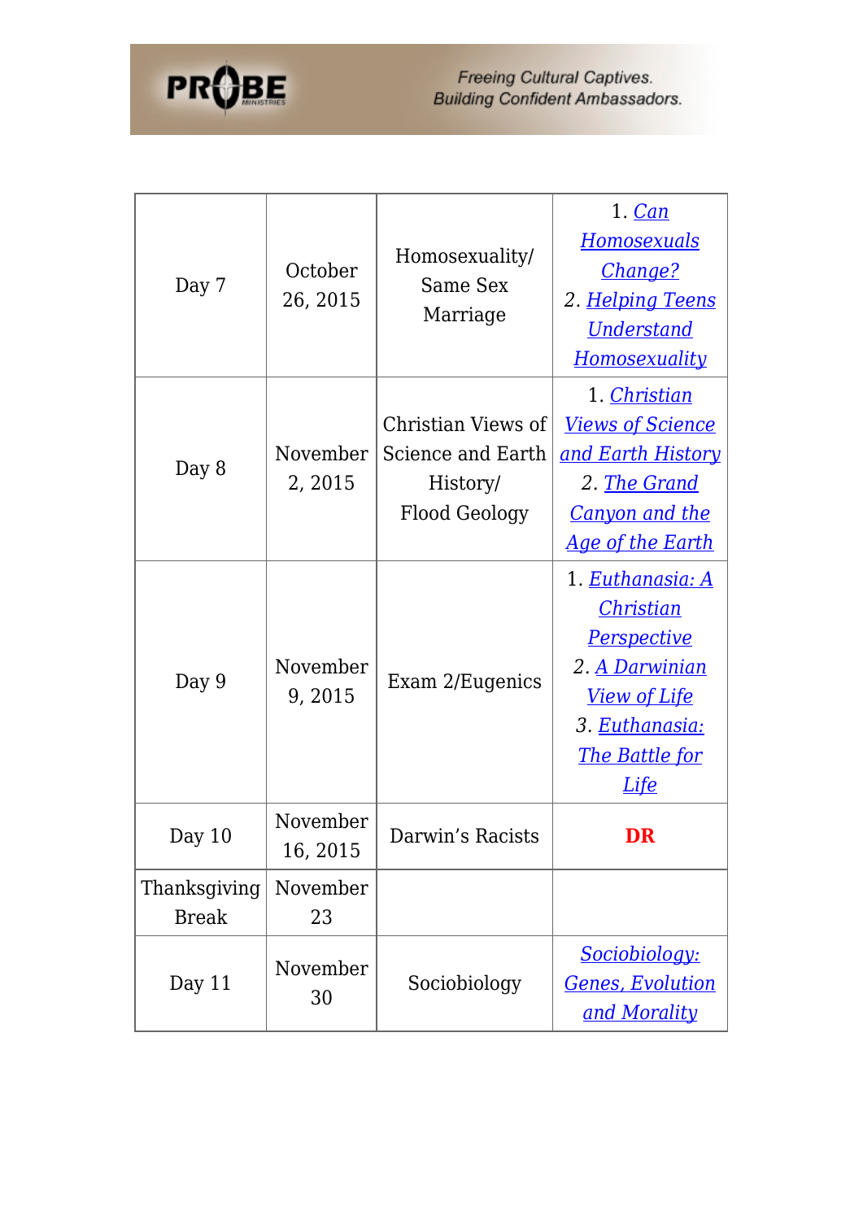| Day 7 | October 26, 2015 | Homosexuality/ Same Sex Marriage | 1. *Can Homosexuals Change?* 2. *Helping Teens Understand Homosexuality* |
|---|---|---|---|
| Day 8 | November 2, 2015 | Christian Views of Science and Earth History/ Flood Geology | 1. *Christian Views of Science and Earth History* 2. *The Grand Canyon and the Age of the Earth* |
| Day 9 | November 9, 2015 | Exam 2/Eugenics | 1. *Euthanasia: A Christian Perspective* 2. *A Darwinian View of Life* 3. *Euthanasia: The Battle for Life* |
| Day 10 | November 16, 2015 | Darwin's Racists | **DR** |
| Thanksgiving Break | November 23 | | |
| Day 11 | November 30 | Sociobiology | *Sociobiology: Genes, Evolution and Morality* |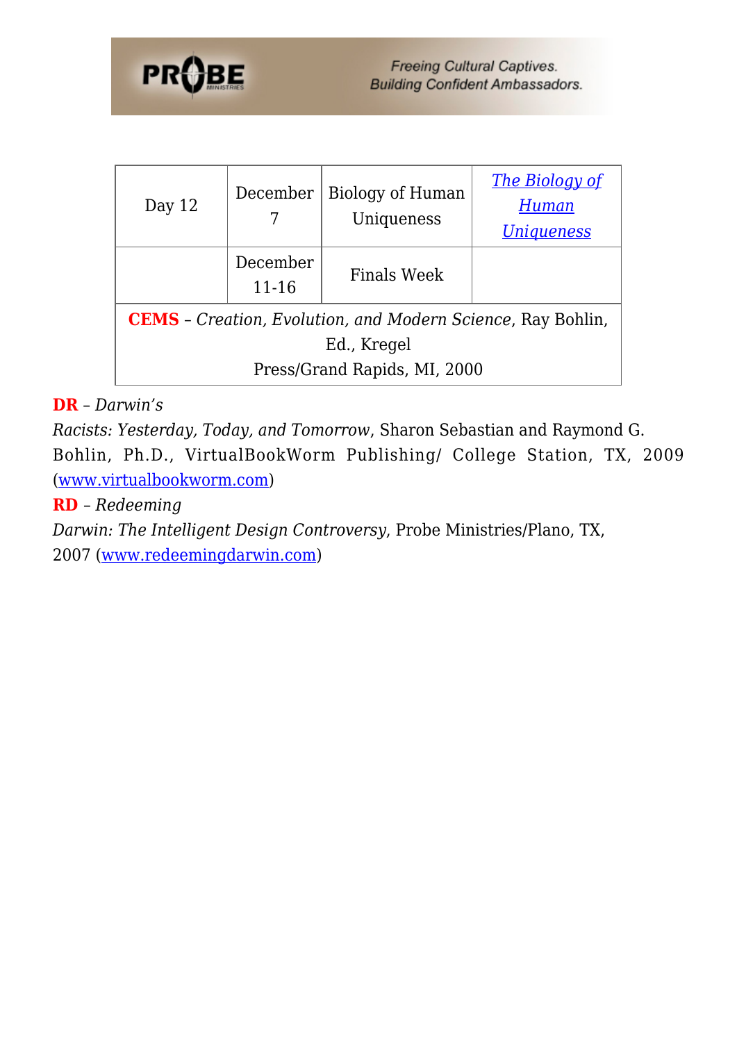| | | | |
|---|---|---|---|
| Day 12 | December 7 | Biology of Human Uniqueness | *The Biology of Human Uniqueness* |
| | December 11-16 | Finals Week | |
| **CEMS** – *Creation, Evolution, and Modern Science*, Ray Bohlin, Ed., Kregel Press/Grand Rapids, MI, 2000 | | | |

**DR** – *Darwin's Racists: Yesterday, Today, and Tomorrow*, Sharon Sebastian and Raymond G. Bohlin, Ph.D., VirtualBookWorm Publishing/ College Station, TX, 2009 (www.virtualbookworm.com)

**RD** – *Redeeming Darwin: The Intelligent Design Controversy*, Probe Ministries/Plano, TX, 2007 (www.redeemingdarwin.com)